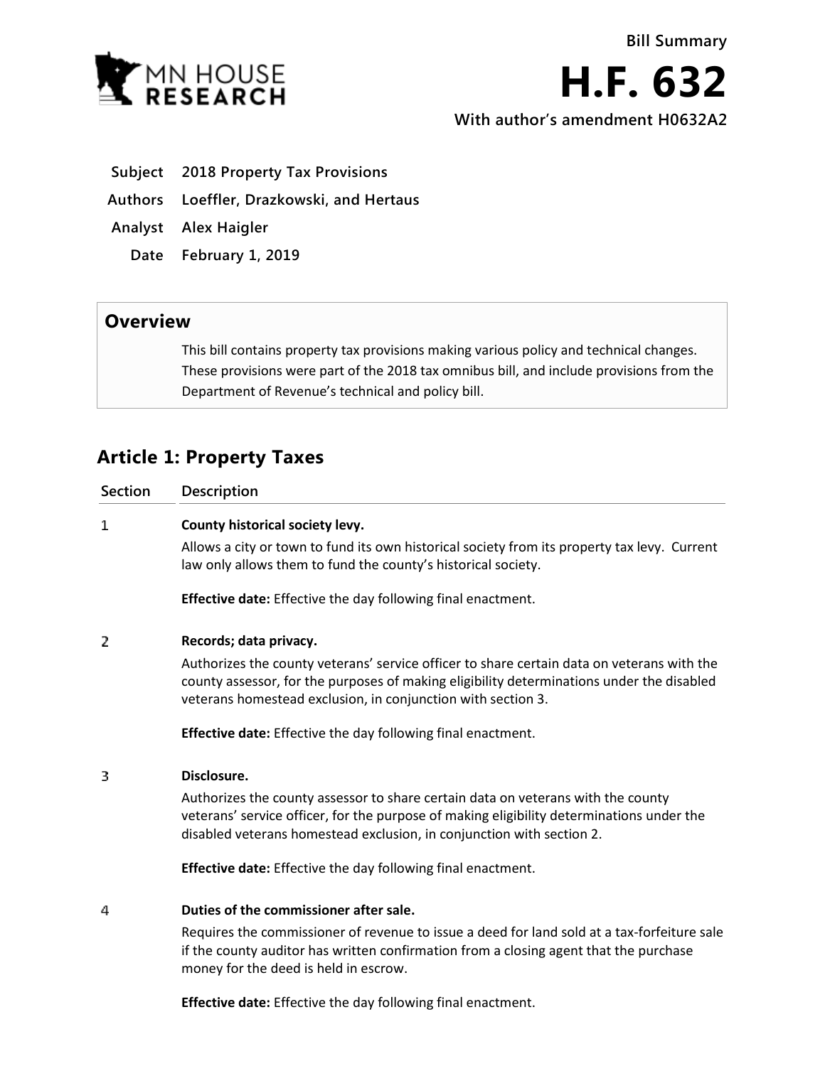Bill Summary

# H.F. 632

**With author's amendment H0632A2**

| | |
|---|---|
| **Subject** | **2018 Property Tax Provisions** |
| **Authors** | **Loeffler, Drazkowski, and Hertaus** |
| **Analyst** | **Alex Haigler** |
| **Date** | **February 1, 2019** |

## Overview

This bill contains property tax provisions making various policy and technical changes. These provisions were part of the 2018 tax omnibus bill, and include provisions from the Department of Revenue's technical and policy bill.

## Article 1: Property Taxes

| Section | Description |
|---|---|
| 1 | **County historical society levy.**<br>Allows a city or town to fund its own historical society from its property tax levy. Current law only allows them to fund the county's historical society.<br><br>**Effective date:** Effective the day following final enactment. |
| 2 | **Records; data privacy.**<br>Authorizes the county veterans' service officer to share certain data on veterans with the county assessor, for the purposes of making eligibility determinations under the disabled veterans homestead exclusion, in conjunction with section 3.<br><br>**Effective date:** Effective the day following final enactment. |
| 3 | **Disclosure.**<br>Authorizes the county assessor to share certain data on veterans with the county veterans' service officer, for the purpose of making eligibility determinations under the disabled veterans homestead exclusion, in conjunction with section 2.<br><br>**Effective date:** Effective the day following final enactment. |
| 4 | **Duties of the commissioner after sale.**<br>Requires the commissioner of revenue to issue a deed for land sold at a tax-forfeiture sale if the county auditor has written confirmation from a closing agent that the purchase money for the deed is held in escrow.<br><br>**Effective date:** Effective the day following final enactment. |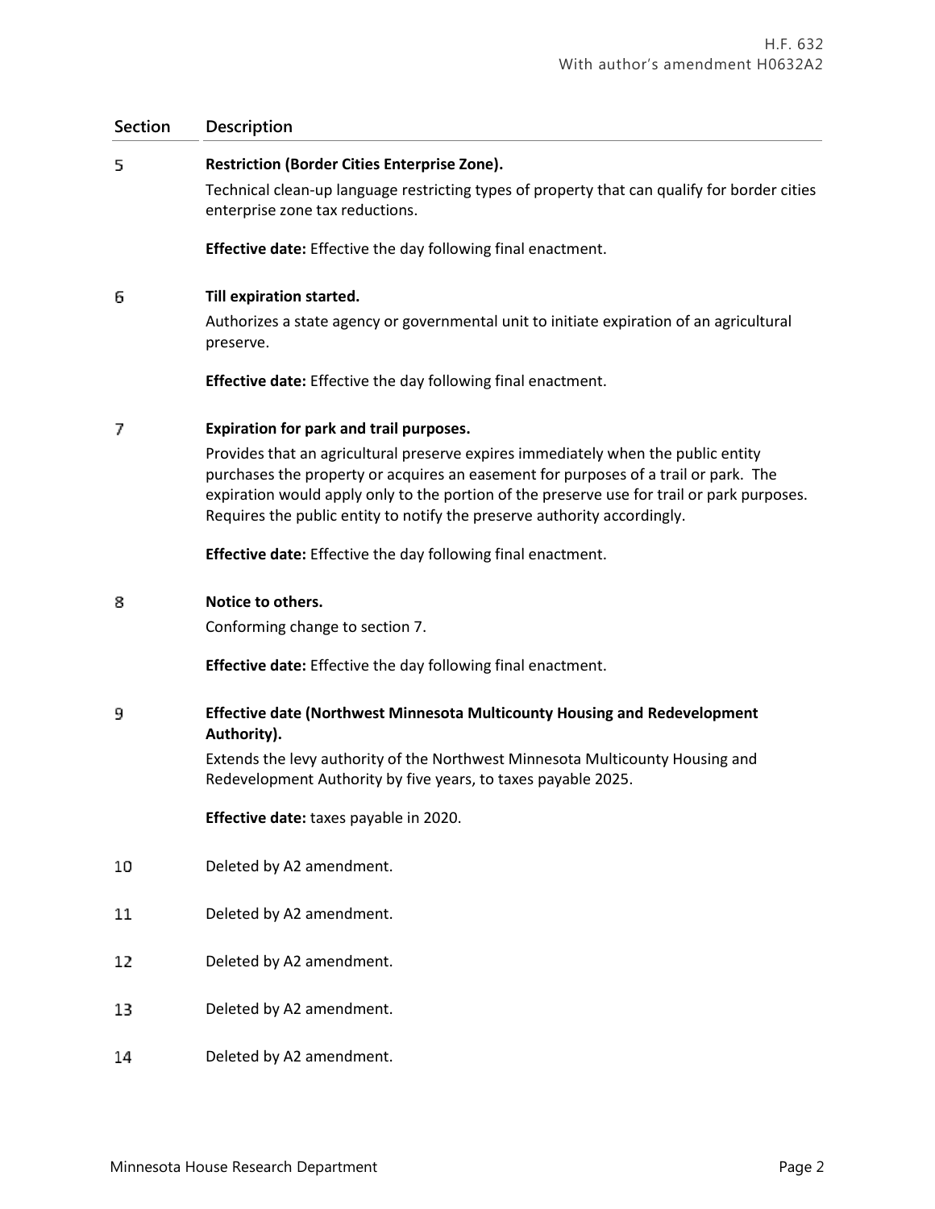| Section | Description |
|---|---|
| 5 | **Restriction (Border Cities Enterprise Zone).**<br>Technical clean-up language restricting types of property that can qualify for border cities enterprise zone tax reductions.<br><br>**Effective date:** Effective the day following final enactment. |
| 6 | **Till expiration started.**<br>Authorizes a state agency or governmental unit to initiate expiration of an agricultural preserve.<br><br>**Effective date:** Effective the day following final enactment. |
| 7 | **Expiration for park and trail purposes.**<br>Provides that an agricultural preserve expires immediately when the public entity purchases the property or acquires an easement for purposes of a trail or park. The expiration would apply only to the portion of the preserve use for trail or park purposes. Requires the public entity to notify the preserve authority accordingly.<br><br>**Effective date:** Effective the day following final enactment. |
| 8 | **Notice to others.**<br>Conforming change to section 7.<br><br>**Effective date:** Effective the day following final enactment. |
| 9 | **Effective date (Northwest Minnesota Multicounty Housing and Redevelopment Authority).**<br>Extends the levy authority of the Northwest Minnesota Multicounty Housing and Redevelopment Authority by five years, to taxes payable 2025.<br><br>**Effective date:** taxes payable in 2020. |
| 10 | Deleted by A2 amendment. |
| 11 | Deleted by A2 amendment. |
| 12 | Deleted by A2 amendment. |
| 13 | Deleted by A2 amendment. |
| 14 | Deleted by A2 amendment. |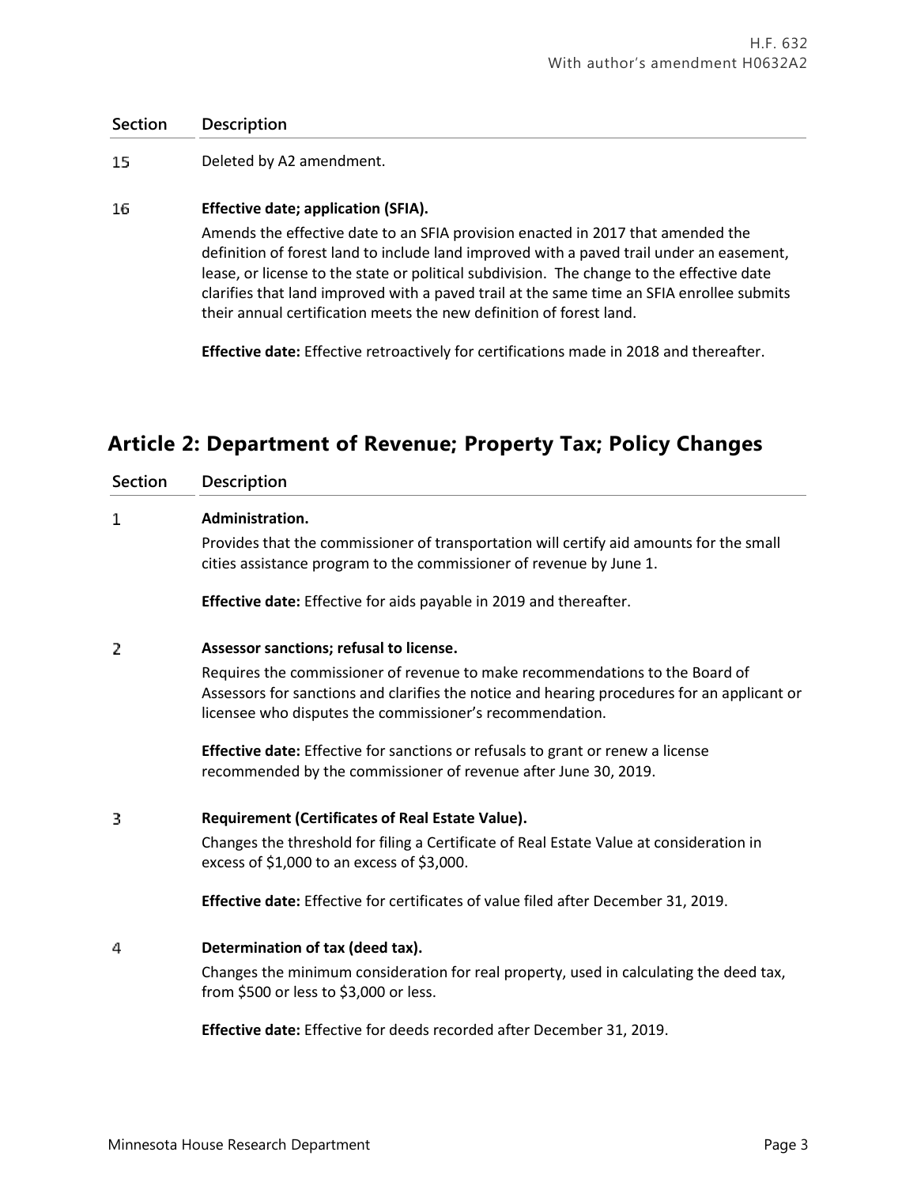| Section | Description |
|---|---|
| 15 | Deleted by A2 amendment. |
| 16 | **Effective date; application (SFIA).**<br>Amends the effective date to an SFIA provision enacted in 2017 that amended the definition of forest land to include land improved with a paved trail under an easement, lease, or license to the state or political subdivision. The change to the effective date clarifies that land improved with a paved trail at the same time an SFIA enrollee submits their annual certification meets the new definition of forest land.<br><br>**Effective date:** Effective retroactively for certifications made in 2018 and thereafter. |

## Article 2: Department of Revenue; Property Tax; Policy Changes

| Section | Description |
|---|---|
| 1 | **Administration.**<br>Provides that the commissioner of transportation will certify aid amounts for the small cities assistance program to the commissioner of revenue by June 1.<br><br>**Effective date:** Effective for aids payable in 2019 and thereafter. |
| 2 | **Assessor sanctions; refusal to license.**<br>Requires the commissioner of revenue to make recommendations to the Board of Assessors for sanctions and clarifies the notice and hearing procedures for an applicant or licensee who disputes the commissioner's recommendation.<br><br>**Effective date:** Effective for sanctions or refusals to grant or renew a license recommended by the commissioner of revenue after June 30, 2019. |
| 3 | **Requirement (Certificates of Real Estate Value).**<br>Changes the threshold for filing a Certificate of Real Estate Value at consideration in excess of $1,000 to an excess of $3,000.<br><br>**Effective date:** Effective for certificates of value filed after December 31, 2019. |
| 4 | **Determination of tax (deed tax).**<br>Changes the minimum consideration for real property, used in calculating the deed tax, from $500 or less to $3,000 or less.<br><br>**Effective date:** Effective for deeds recorded after December 31, 2019. |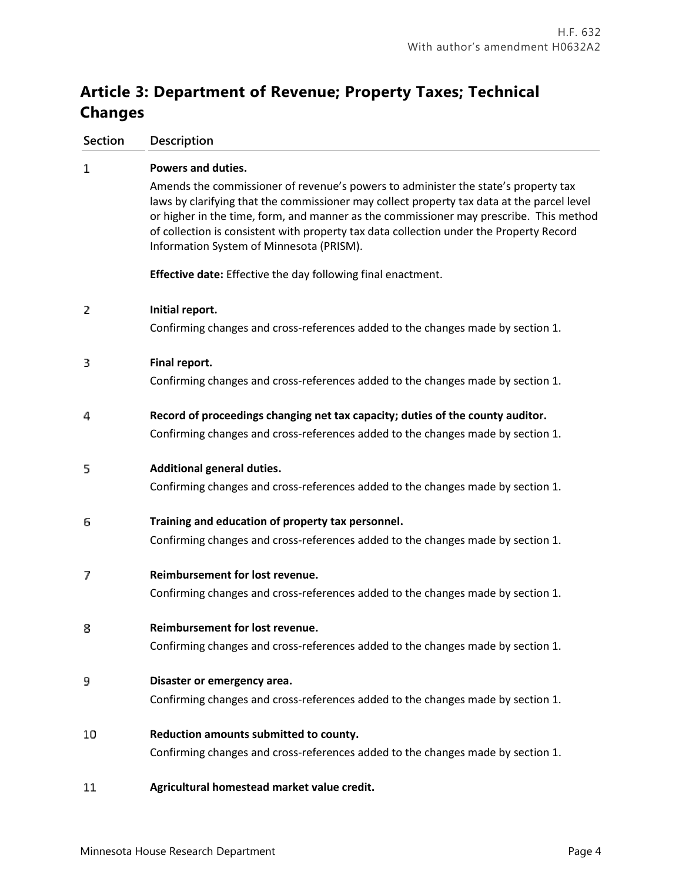## Article 3: Department of Revenue; Property Taxes; Technical Changes

| Section | Description |
| --- | --- |
| 1 | **Powers and duties.**<br>Amends the commissioner of revenue's powers to administer the state's property tax laws by clarifying that the commissioner may collect property tax data at the parcel level or higher in the time, form, and manner as the commissioner may prescribe. This method of collection is consistent with property tax data collection under the Property Record Information System of Minnesota (PRISM).<br><br>**Effective date:** Effective the day following final enactment. |
| 2 | **Initial report.**<br>Confirming changes and cross-references added to the changes made by section 1. |
| 3 | **Final report.**<br>Confirming changes and cross-references added to the changes made by section 1. |
| 4 | **Record of proceedings changing net tax capacity; duties of the county auditor.**<br>Confirming changes and cross-references added to the changes made by section 1. |
| 5 | **Additional general duties.**<br>Confirming changes and cross-references added to the changes made by section 1. |
| 6 | **Training and education of property tax personnel.**<br>Confirming changes and cross-references added to the changes made by section 1. |
| 7 | **Reimbursement for lost revenue.**<br>Confirming changes and cross-references added to the changes made by section 1. |
| 8 | **Reimbursement for lost revenue.**<br>Confirming changes and cross-references added to the changes made by section 1. |
| 9 | **Disaster or emergency area.**<br>Confirming changes and cross-references added to the changes made by section 1. |
| 10 | **Reduction amounts submitted to county.**<br>Confirming changes and cross-references added to the changes made by section 1. |
| 11 | **Agricultural homestead market value credit.** |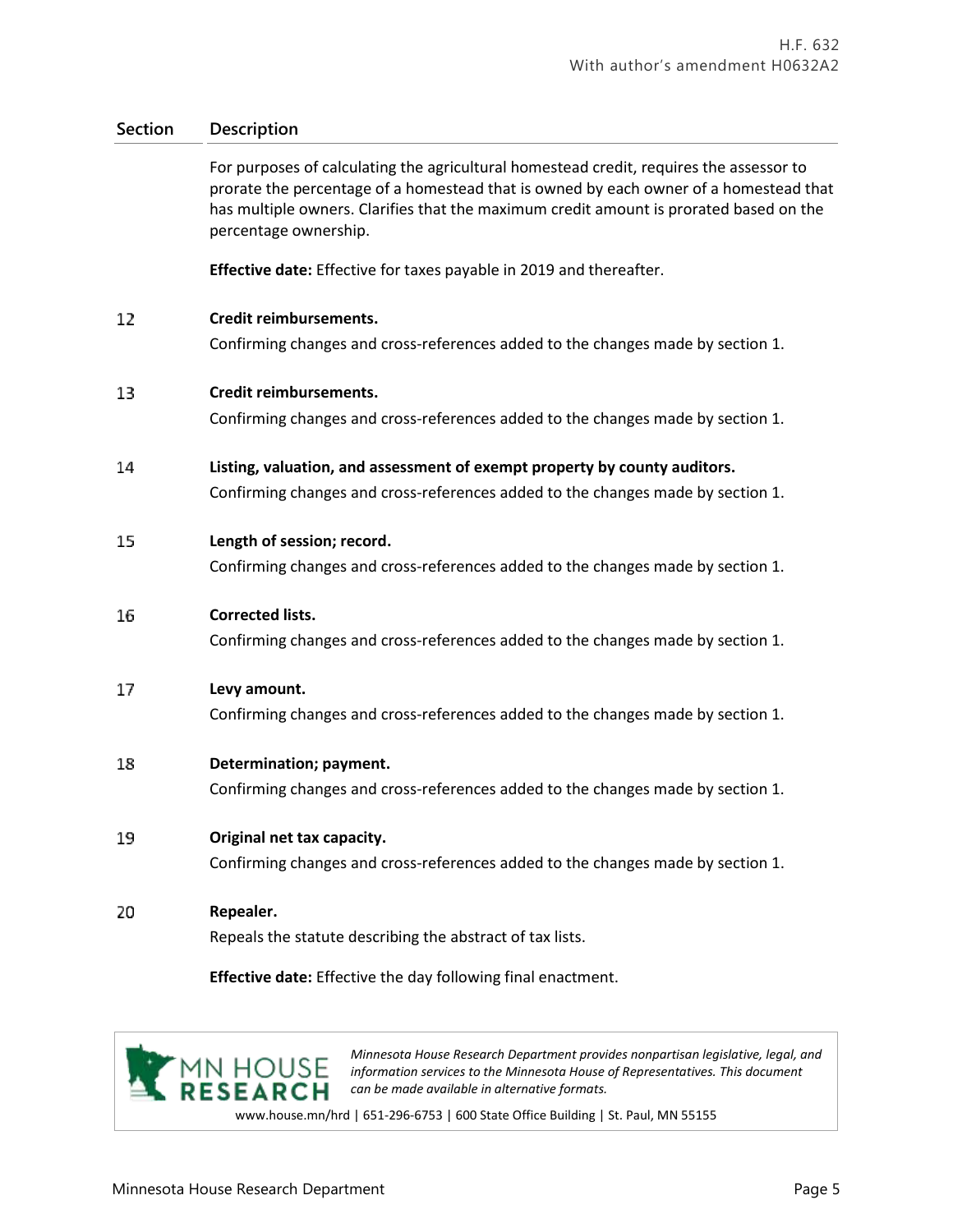| Section | Description |
|---|---|
| | For purposes of calculating the agricultural homestead credit, requires the assessor to prorate the percentage of a homestead that is owned by each owner of a homestead that has multiple owners. Clarifies that the maximum credit amount is prorated based on the percentage ownership.<br><br>**Effective date:** Effective for taxes payable in 2019 and thereafter. |
| 12 | **Credit reimbursements.**<br>Confirming changes and cross-references added to the changes made by section 1. |
| 13 | **Credit reimbursements.**<br>Confirming changes and cross-references added to the changes made by section 1. |
| 14 | **Listing, valuation, and assessment of exempt property by county auditors.**<br>Confirming changes and cross-references added to the changes made by section 1. |
| 15 | **Length of session; record.**<br>Confirming changes and cross-references added to the changes made by section 1. |
| 16 | **Corrected lists.**<br>Confirming changes and cross-references added to the changes made by section 1. |
| 17 | **Levy amount.**<br>Confirming changes and cross-references added to the changes made by section 1. |
| 18 | **Determination; payment.**<br>Confirming changes and cross-references added to the changes made by section 1. |
| 19 | **Original net tax capacity.**<br>Confirming changes and cross-references added to the changes made by section 1. |
| 20 | **Repealer.**<br>Repeals the statute describing the abstract of tax lists.<br><br>**Effective date:** Effective the day following final enactment. |

MN HOUSE RESEARCH

*Minnesota House Research Department provides nonpartisan legislative, legal, and information services to the Minnesota House of Representatives. This document can be made available in alternative formats.*

www.house.mn/hrd | 651-296-6753 | 600 State Office Building | St. Paul, MN 55155